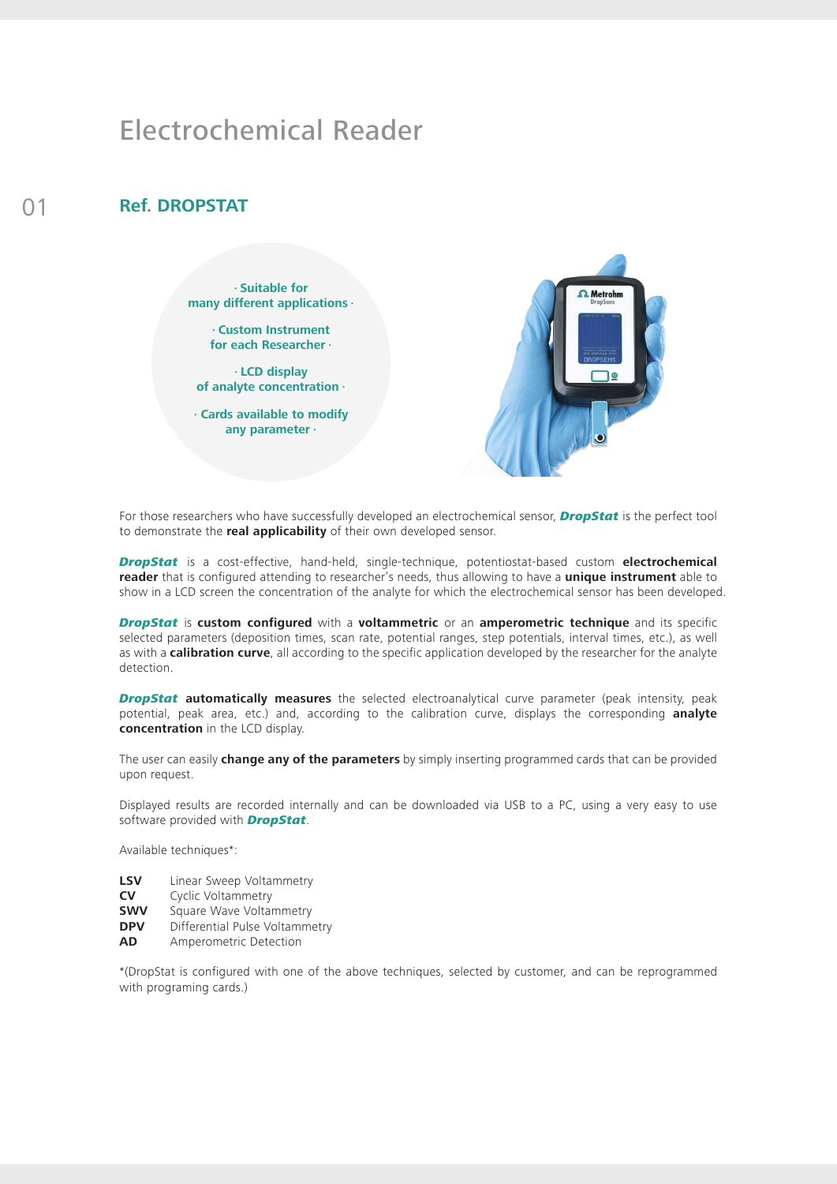# Electrochemical Reader

01

## Ref. DROPSTAT

· Suitable for many different applications ·

· Custom Instrument for each Researcher ·

· LCD display of analyte concentration ·

· Cards available to modify any parameter ·

For those researchers who have successfully developed an electrochemical sensor, ***DropStat*** is the perfect tool to demonstrate the **real applicability** of their own developed sensor.

***DropStat*** is a cost-effective, hand-held, single-technique, potentiostat-based custom **electrochemical reader** that is configured attending to researcher's needs, thus allowing to have a **unique instrument** able to show in a LCD screen the concentration of the analyte for which the electrochemical sensor has been developed.

***DropStat*** is **custom configured** with a **voltammetric** or an **amperometric technique** and its specific selected parameters (deposition times, scan rate, potential ranges, step potentials, interval times, etc.), as well as with a **calibration curve**, all according to the specific application developed by the researcher for the analyte detection.

***DropStat*** **automatically measures** the selected electroanalytical curve parameter (peak intensity, peak potential, peak area, etc.) and, according to the calibration curve, displays the corresponding **analyte concentration** in the LCD display.

The user can easily **change any of the parameters** by simply inserting programmed cards that can be provided upon request.

Displayed results are recorded internally and can be downloaded via USB to a PC, using a very easy to use software provided with ***DropStat***.

Available techniques*:

- **LSV** Linear Sweep Voltammetry
- **CV** Cyclic Voltammetry
- **SWV** Square Wave Voltammetry
- **DPV** Differential Pulse Voltammetry
- **AD** Amperometric Detection

*(DropStat is configured with one of the above techniques, selected by customer, and can be reprogrammed with programing cards.)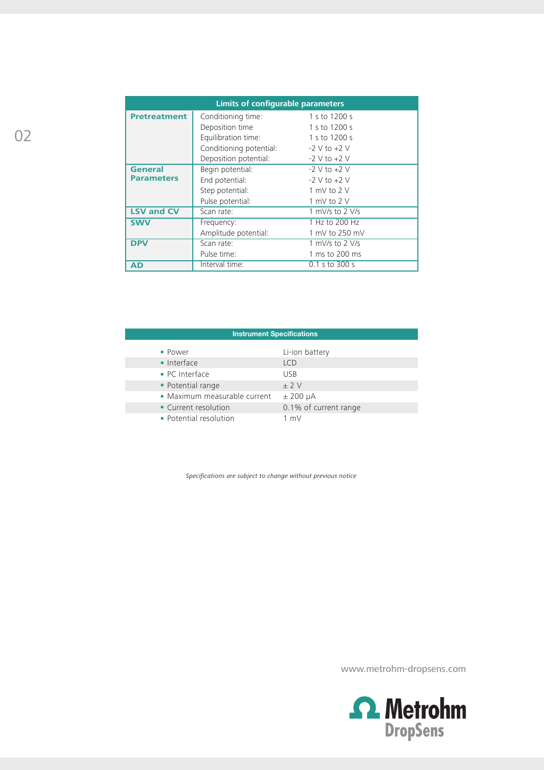| Limits of configurable parameters | | |
|---|---|---|
| **Pretreatment** | Conditioning time: | 1 s to 1200 s |
| | Deposition time | 1 s to 1200 s |
| | Equilibration time: | 1 s to 1200 s |
| | Conditioning potential: | -2 V to +2 V |
| | Deposition potential: | -2 V to +2 V |
| **General Parameters** | Begin potential: | -2 V to +2 V |
| | End potential: | -2 V to +2 V |
| | Step potential: | 1 mV to 2 V |
| | Pulse potential: | 1 mV to 2 V |
| **LSV and CV** | Scan rate: | 1 mV/s to 2 V/s |
| **SWV** | Frequency: | 1 Hz to 200 Hz |
| | Amplitude potential: | 1 mV to 250 mV |
| **DPV** | Scan rate: | 1 mV/s to 2 V/s |
| | Pulse time: | 1 ms to 200 ms |
| **AD** | Interval time: | 0.1 s to 300 s |

| Instrument Specifications | |
|---|---|
| • Power | Li-ion battery |
| • Interface | LCD |
| • PC Interface | USB |
| • Potential range | ± 2 V |
| • Maximum measurable current | ± 200 µA |
| • Current resolution | 0.1% of current range |
| • Potential resolution | 1 mV |

*Specifications are subject to change without previous notice*

www.metrohm-dropsens.com

Metrohm DropSens